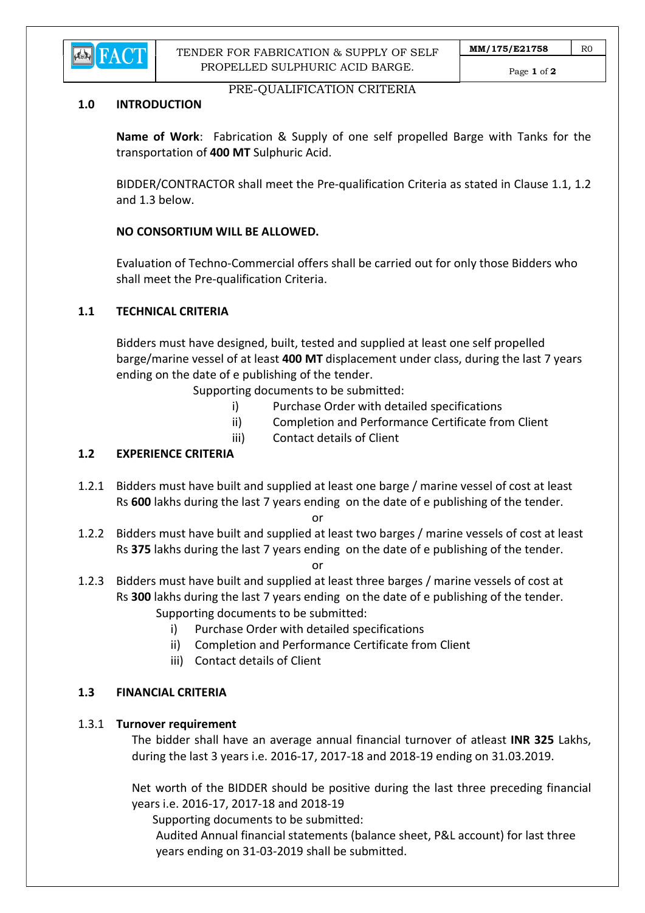TENDER FOR FABRICATION & SUPPLY OF SELF PROPELLED SULPHURIC ACID BARGE.

MM/175/E21758 R0

PRE-QUALIFICATION CRITERIA

## 1.0 INTRODUCTION

**Name of Work**: Fabrication & Supply of one self propelled Barge with Tanks for the transportation of **400 MT** Sulphuric Acid.

BIDDER/CONTRACTOR shall meet the Pre-qualification Criteria as stated in Clause 1.1, 1.2 and 1.3 below.

**NO CONSORTIUM WILL BE ALLOWED.**

Evaluation of Techno-Commercial offers shall be carried out for only those Bidders who shall meet the Pre-qualification Criteria.

## 1.1 TECHNICAL CRITERIA

Bidders must have designed, built, tested and supplied at least one self propelled barge/marine vessel of at least **400 MT** displacement under class, during the last 7 years ending on the date of e publishing of the tender.

Supporting documents to be submitted:

i) Purchase Order with detailed specifications
ii) Completion and Performance Certificate from Client
iii) Contact details of Client

## 1.2 EXPERIENCE CRITERIA

1.2.1 Bidders must have built and supplied at least one barge / marine vessel of cost at least Rs **600** lakhs during the last 7 years ending on the date of e publishing of the tender.

or

1.2.2 Bidders must have built and supplied at least two barges / marine vessels of cost at least Rs **375** lakhs during the last 7 years ending on the date of e publishing of the tender.

or

1.2.3 Bidders must have built and supplied at least three barges / marine vessels of cost at Rs **300** lakhs during the last 7 years ending on the date of e publishing of the tender.

Supporting documents to be submitted:

i) Purchase Order with detailed specifications
ii) Completion and Performance Certificate from Client
iii) Contact details of Client

## 1.3 FINANCIAL CRITERIA

### 1.3.1 Turnover requirement

The bidder shall have an average annual financial turnover of atleast **INR 325** Lakhs, during the last 3 years i.e. 2016-17, 2017-18 and 2018-19 ending on 31.03.2019.

Net worth of the BIDDER should be positive during the last three preceding financial years i.e. 2016-17, 2017-18 and 2018-19

Supporting documents to be submitted:

Audited Annual financial statements (balance sheet, P&L account) for last three years ending on 31-03-2019 shall be submitted.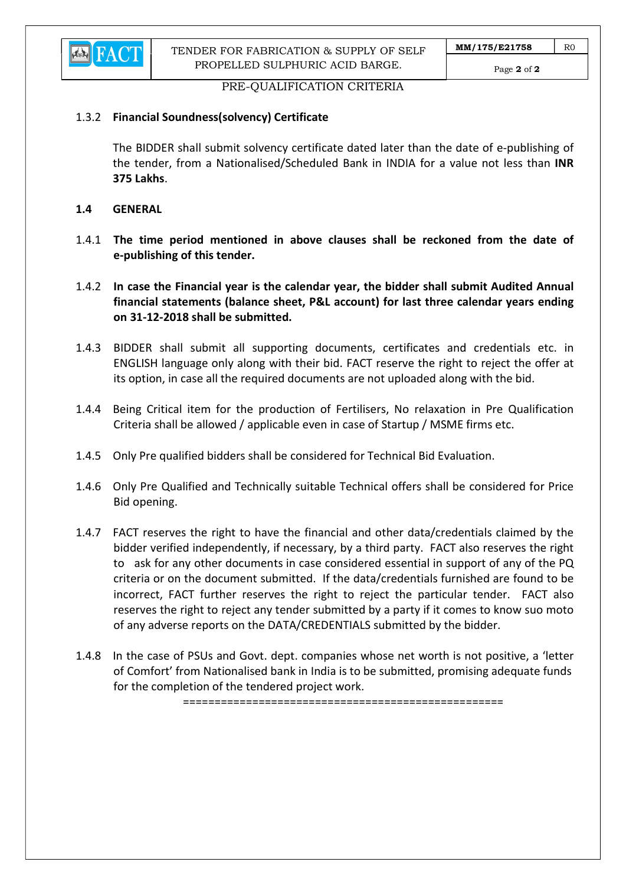PRE-QUALIFICATION CRITERIA

1.3.2 **Financial Soundness(solvency) Certificate**

The BIDDER shall submit solvency certificate dated later than the date of e-publishing of the tender, from a Nationalised/Scheduled Bank in INDIA for a value not less than **INR 375 Lakhs**.

**1.4 GENERAL**

1.4.1 **The time period mentioned in above clauses shall be reckoned from the date of e-publishing of this tender.**

1.4.2 **In case the Financial year is the calendar year, the bidder shall submit Audited Annual financial statements (balance sheet, P&L account) for last three calendar years ending on 31-12-2018 shall be submitted.**

1.4.3 BIDDER shall submit all supporting documents, certificates and credentials etc. in ENGLISH language only along with their bid. FACT reserve the right to reject the offer at its option, in case all the required documents are not uploaded along with the bid.

1.4.4 Being Critical item for the production of Fertilisers, No relaxation in Pre Qualification Criteria shall be allowed / applicable even in case of Startup / MSME firms etc.

1.4.5 Only Pre qualified bidders shall be considered for Technical Bid Evaluation.

1.4.6 Only Pre Qualified and Technically suitable Technical offers shall be considered for Price Bid opening.

1.4.7 FACT reserves the right to have the financial and other data/credentials claimed by the bidder verified independently, if necessary, by a third party. FACT also reserves the right to ask for any other documents in case considered essential in support of any of the PQ criteria or on the document submitted. If the data/credentials furnished are found to be incorrect, FACT further reserves the right to reject the particular tender. FACT also reserves the right to reject any tender submitted by a party if it comes to know suo moto of any adverse reports on the DATA/CREDENTIALS submitted by the bidder.

1.4.8 In the case of PSUs and Govt. dept. companies whose net worth is not positive, a 'letter of Comfort' from Nationalised bank in India is to be submitted, promising adequate funds for the completion of the tendered project work.

==================================================